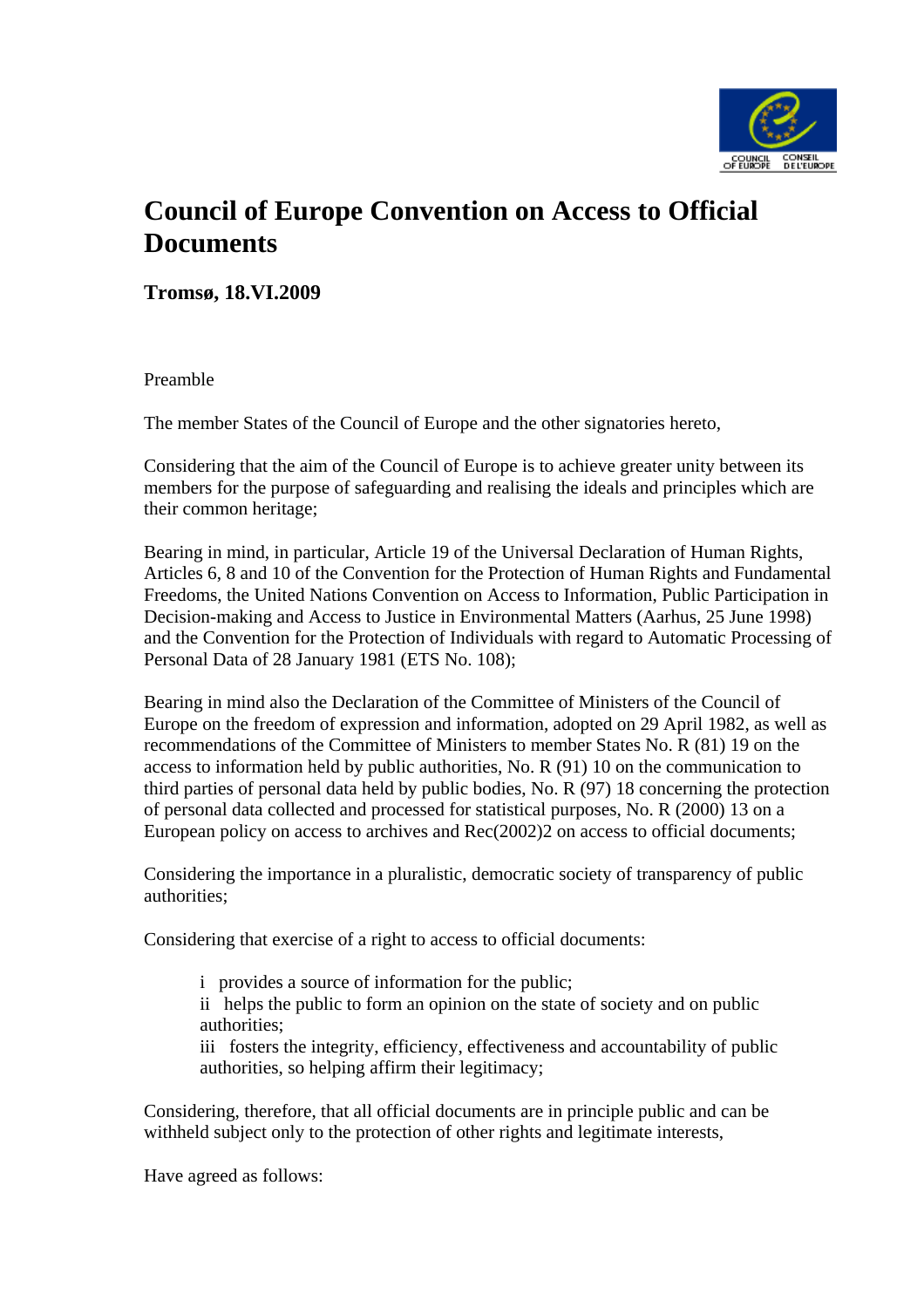# Council of Europe Convention on Access to Official Documents

**Tromsø, 18.VI.2009**

Preamble

The member States of the Council of Europe and the other signatories hereto,

Considering that the aim of the Council of Europe is to achieve greater unity between its members for the purpose of safeguarding and realising the ideals and principles which are their common heritage;

Bearing in mind, in particular, Article 19 of the Universal Declaration of Human Rights, Articles 6, 8 and 10 of the Convention for the Protection of Human Rights and Fundamental Freedoms, the United Nations Convention on Access to Information, Public Participation in Decision-making and Access to Justice in Environmental Matters (Aarhus, 25 June 1998) and the Convention for the Protection of Individuals with regard to Automatic Processing of Personal Data of 28 January 1981 (ETS No. 108);

Bearing in mind also the Declaration of the Committee of Ministers of the Council of Europe on the freedom of expression and information, adopted on 29 April 1982, as well as recommendations of the Committee of Ministers to member States No. R (81) 19 on the access to information held by public authorities, No. R (91) 10 on the communication to third parties of personal data held by public bodies, No. R (97) 18 concerning the protection of personal data collected and processed for statistical purposes, No. R (2000) 13 on a European policy on access to archives and Rec(2002)2 on access to official documents;

Considering the importance in a pluralistic, democratic society of transparency of public authorities;

Considering that exercise of a right to access to official documents:

> i provides a source of information for the public;
> ii helps the public to form an opinion on the state of society and on public authorities;
> iii fosters the integrity, efficiency, effectiveness and accountability of public authorities, so helping affirm their legitimacy;

Considering, therefore, that all official documents are in principle public and can be withheld subject only to the protection of other rights and legitimate interests,

Have agreed as follows: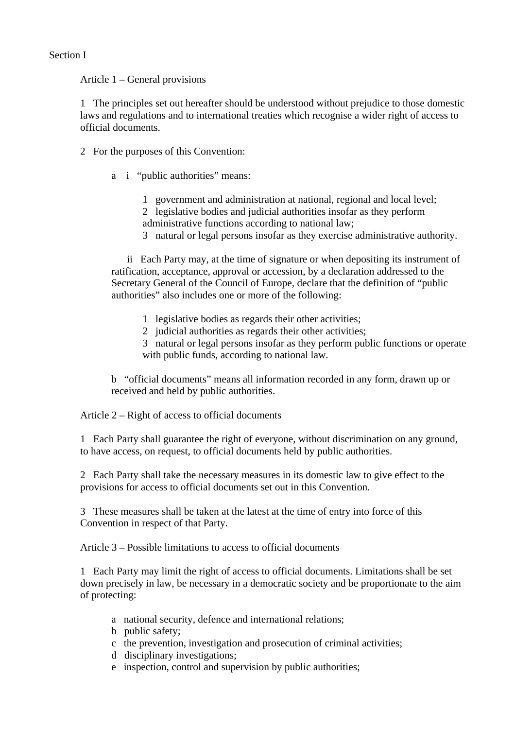Section I

Article 1 – General provisions

1 The principles set out hereafter should be understood without prejudice to those domestic laws and regulations and to international treaties which recognise a wider right of access to official documents.

2 For the purposes of this Convention:

a i "public authorities" means:

1 government and administration at national, regional and local level;
2 legislative bodies and judicial authorities insofar as they perform administrative functions according to national law;
3 natural or legal persons insofar as they exercise administrative authority.

ii Each Party may, at the time of signature or when depositing its instrument of ratification, acceptance, approval or accession, by a declaration addressed to the Secretary General of the Council of Europe, declare that the definition of "public authorities" also includes one or more of the following:

1 legislative bodies as regards their other activities;
2 judicial authorities as regards their other activities;
3 natural or legal persons insofar as they perform public functions or operate with public funds, according to national law.

b "official documents" means all information recorded in any form, drawn up or received and held by public authorities.

Article 2 – Right of access to official documents

1 Each Party shall guarantee the right of everyone, without discrimination on any ground, to have access, on request, to official documents held by public authorities.

2 Each Party shall take the necessary measures in its domestic law to give effect to the provisions for access to official documents set out in this Convention.

3 These measures shall be taken at the latest at the time of entry into force of this Convention in respect of that Party.

Article 3 – Possible limitations to access to official documents

1 Each Party may limit the right of access to official documents. Limitations shall be set down precisely in law, be necessary in a democratic society and be proportionate to the aim of protecting:

a national security, defence and international relations;
b public safety;
c the prevention, investigation and prosecution of criminal activities;
d disciplinary investigations;
e inspection, control and supervision by public authorities;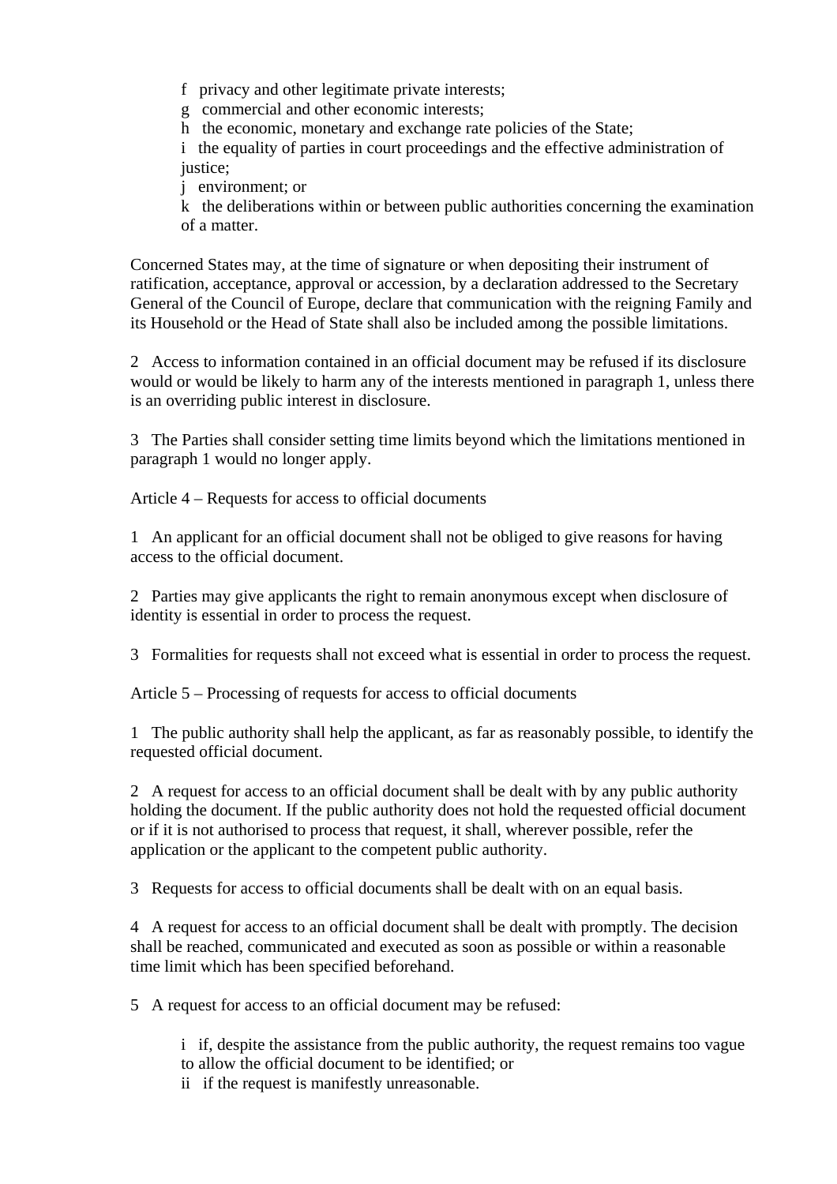f privacy and other legitimate private interests;
g commercial and other economic interests;
h the economic, monetary and exchange rate policies of the State;
i the equality of parties in court proceedings and the effective administration of justice;
j environment; or
k the deliberations within or between public authorities concerning the examination of a matter.

Concerned States may, at the time of signature or when depositing their instrument of ratification, acceptance, approval or accession, by a declaration addressed to the Secretary General of the Council of Europe, declare that communication with the reigning Family and its Household or the Head of State shall also be included among the possible limitations.

2 Access to information contained in an official document may be refused if its disclosure would or would be likely to harm any of the interests mentioned in paragraph 1, unless there is an overriding public interest in disclosure.

3 The Parties shall consider setting time limits beyond which the limitations mentioned in paragraph 1 would no longer apply.

Article 4 – Requests for access to official documents

1 An applicant for an official document shall not be obliged to give reasons for having access to the official document.

2 Parties may give applicants the right to remain anonymous except when disclosure of identity is essential in order to process the request.

3 Formalities for requests shall not exceed what is essential in order to process the request.

Article 5 – Processing of requests for access to official documents

1 The public authority shall help the applicant, as far as reasonably possible, to identify the requested official document.

2 A request for access to an official document shall be dealt with by any public authority holding the document. If the public authority does not hold the requested official document or if it is not authorised to process that request, it shall, wherever possible, refer the application or the applicant to the competent public authority.

3 Requests for access to official documents shall be dealt with on an equal basis.

4 A request for access to an official document shall be dealt with promptly. The decision shall be reached, communicated and executed as soon as possible or within a reasonable time limit which has been specified beforehand.

5 A request for access to an official document may be refused:

i if, despite the assistance from the public authority, the request remains too vague to allow the official document to be identified; or
ii if the request is manifestly unreasonable.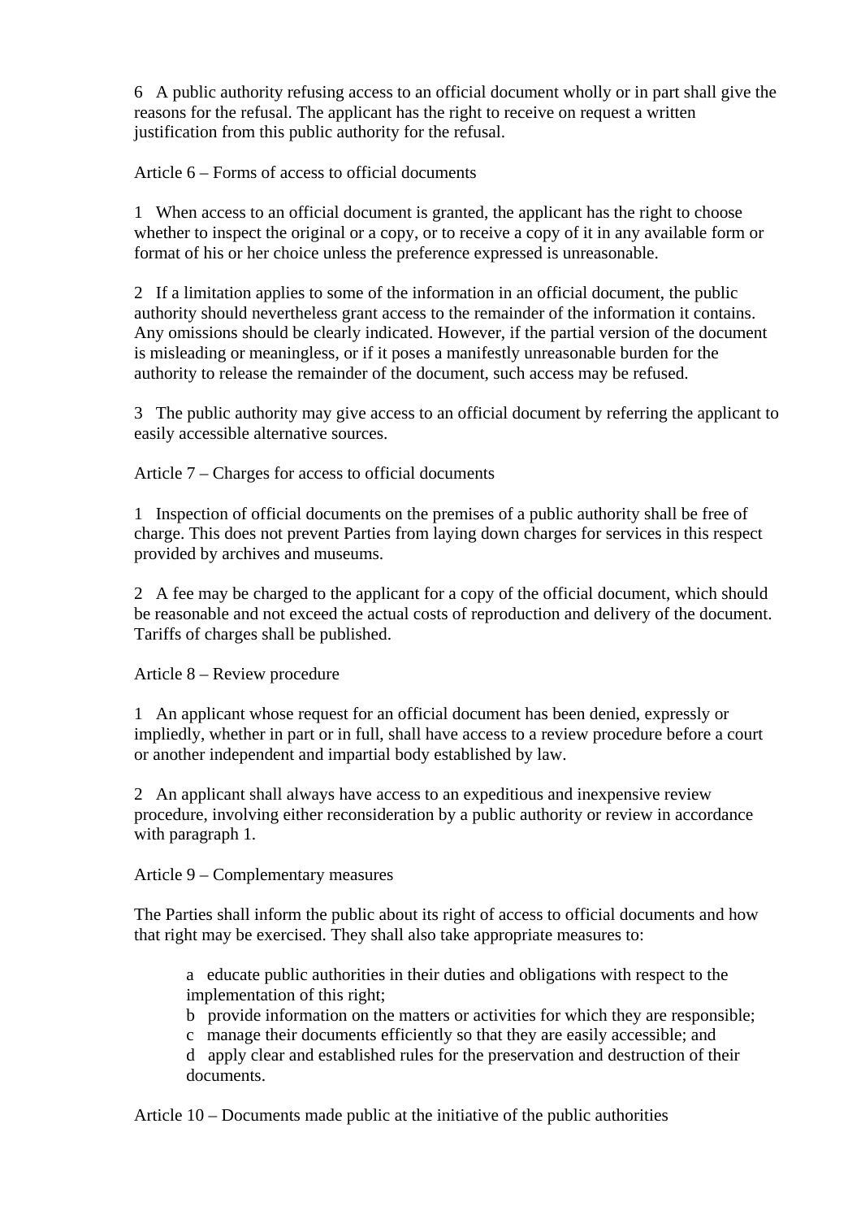6 A public authority refusing access to an official document wholly or in part shall give the reasons for the refusal. The applicant has the right to receive on request a written justification from this public authority for the refusal.

## Article 6 – Forms of access to official documents

1 When access to an official document is granted, the applicant has the right to choose whether to inspect the original or a copy, or to receive a copy of it in any available form or format of his or her choice unless the preference expressed is unreasonable.

2 If a limitation applies to some of the information in an official document, the public authority should nevertheless grant access to the remainder of the information it contains. Any omissions should be clearly indicated. However, if the partial version of the document is misleading or meaningless, or if it poses a manifestly unreasonable burden for the authority to release the remainder of the document, such access may be refused.

3 The public authority may give access to an official document by referring the applicant to easily accessible alternative sources.

## Article 7 – Charges for access to official documents

1 Inspection of official documents on the premises of a public authority shall be free of charge. This does not prevent Parties from laying down charges for services in this respect provided by archives and museums.

2 A fee may be charged to the applicant for a copy of the official document, which should be reasonable and not exceed the actual costs of reproduction and delivery of the document. Tariffs of charges shall be published.

## Article 8 – Review procedure

1 An applicant whose request for an official document has been denied, expressly or impliedly, whether in part or in full, shall have access to a review procedure before a court or another independent and impartial body established by law.

2 An applicant shall always have access to an expeditious and inexpensive review procedure, involving either reconsideration by a public authority or review in accordance with paragraph 1.

## Article 9 – Complementary measures

The Parties shall inform the public about its right of access to official documents and how that right may be exercised. They shall also take appropriate measures to:

- a educate public authorities in their duties and obligations with respect to the implementation of this right;
- b provide information on the matters or activities for which they are responsible;
- c manage their documents efficiently so that they are easily accessible; and
- d apply clear and established rules for the preservation and destruction of their documents.

## Article 10 – Documents made public at the initiative of the public authorities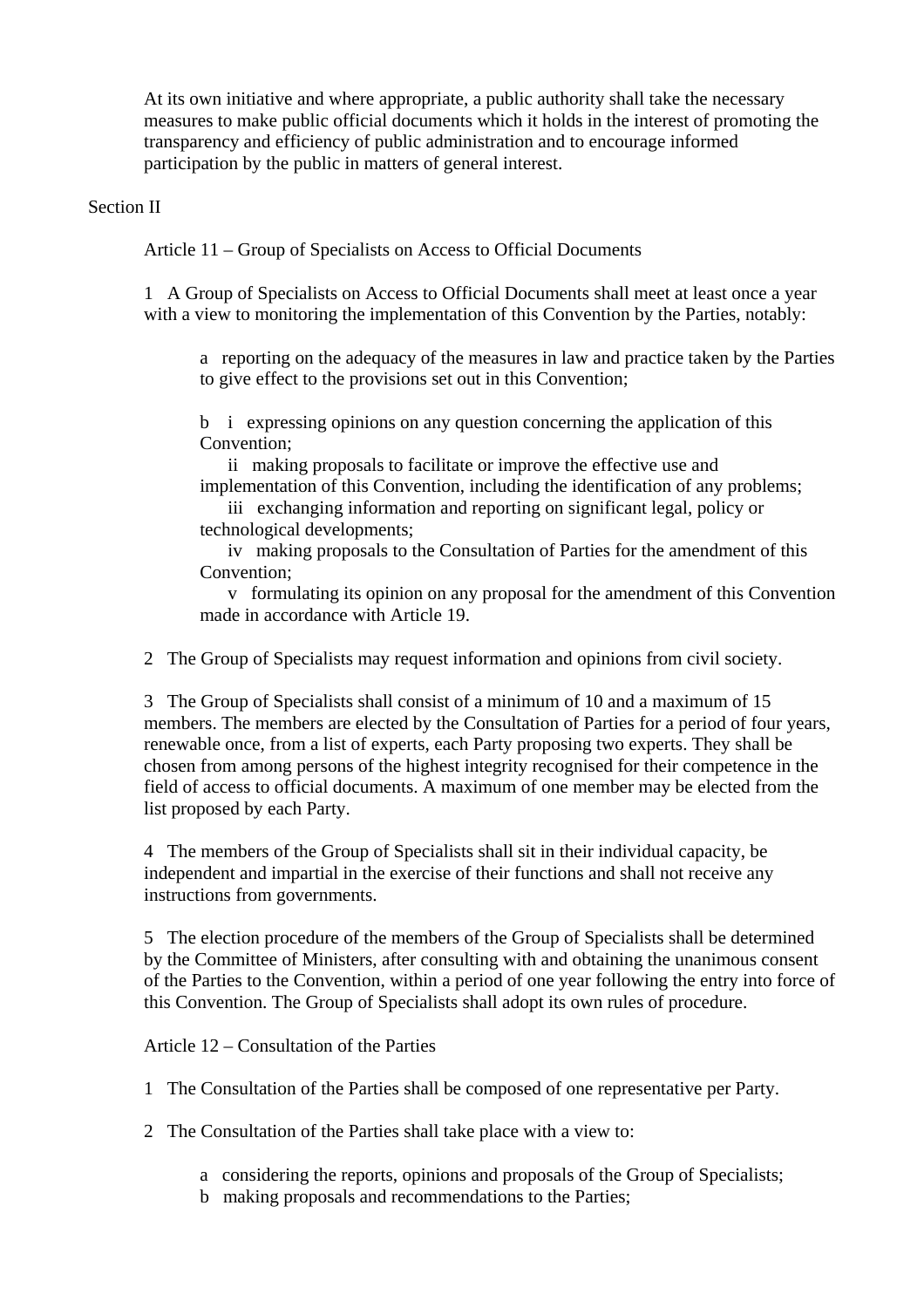At its own initiative and where appropriate, a public authority shall take the necessary measures to make public official documents which it holds in the interest of promoting the transparency and efficiency of public administration and to encourage informed participation by the public in matters of general interest.

## Section II

### Article 11 – Group of Specialists on Access to Official Documents

1 A Group of Specialists on Access to Official Documents shall meet at least once a year with a view to monitoring the implementation of this Convention by the Parties, notably:

a reporting on the adequacy of the measures in law and practice taken by the Parties to give effect to the provisions set out in this Convention;

b i expressing opinions on any question concerning the application of this Convention;
ii making proposals to facilitate or improve the effective use and implementation of this Convention, including the identification of any problems;
iii exchanging information and reporting on significant legal, policy or technological developments;
iv making proposals to the Consultation of Parties for the amendment of this Convention;
v formulating its opinion on any proposal for the amendment of this Convention made in accordance with Article 19.

2 The Group of Specialists may request information and opinions from civil society.

3 The Group of Specialists shall consist of a minimum of 10 and a maximum of 15 members. The members are elected by the Consultation of Parties for a period of four years, renewable once, from a list of experts, each Party proposing two experts. They shall be chosen from among persons of the highest integrity recognised for their competence in the field of access to official documents. A maximum of one member may be elected from the list proposed by each Party.

4 The members of the Group of Specialists shall sit in their individual capacity, be independent and impartial in the exercise of their functions and shall not receive any instructions from governments.

5 The election procedure of the members of the Group of Specialists shall be determined by the Committee of Ministers, after consulting with and obtaining the unanimous consent of the Parties to the Convention, within a period of one year following the entry into force of this Convention. The Group of Specialists shall adopt its own rules of procedure.

### Article 12 – Consultation of the Parties

1 The Consultation of the Parties shall be composed of one representative per Party.

2 The Consultation of the Parties shall take place with a view to:

a considering the reports, opinions and proposals of the Group of Specialists;
b making proposals and recommendations to the Parties;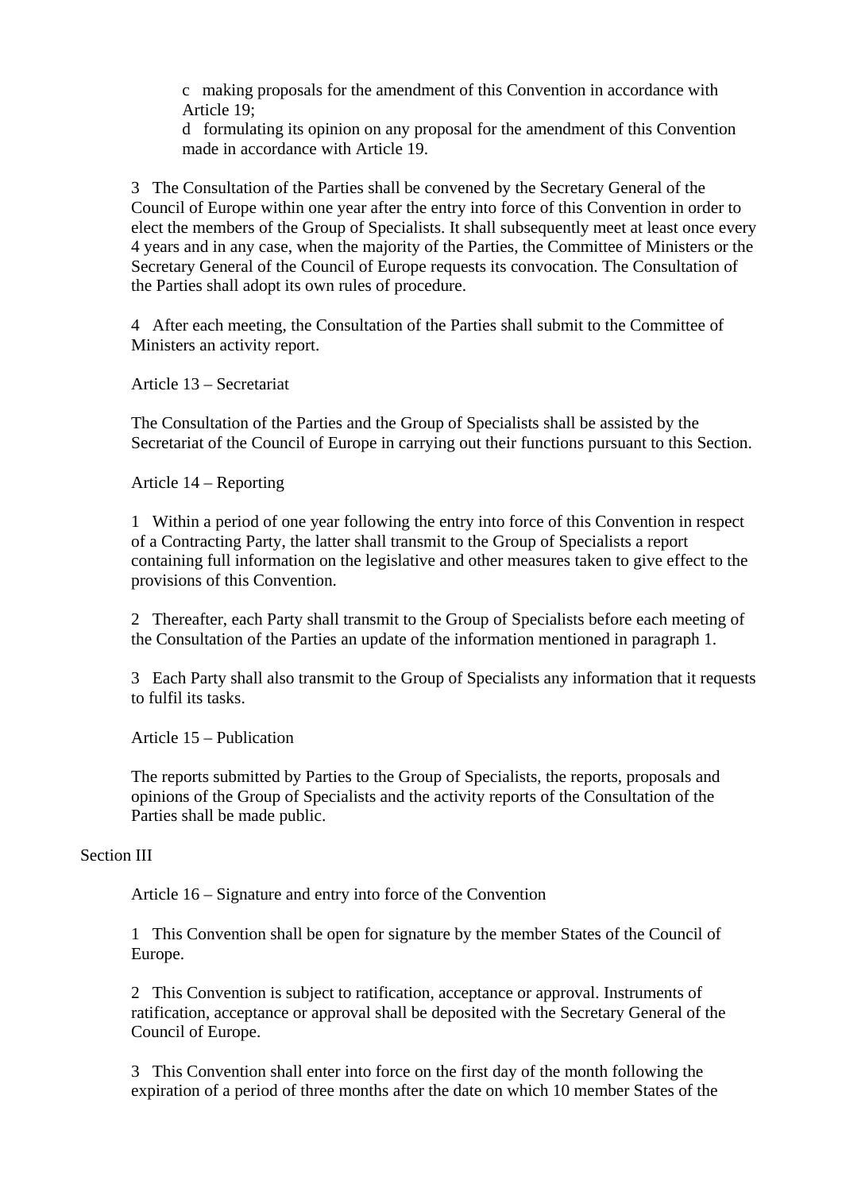c making proposals for the amendment of this Convention in accordance with Article 19;

d formulating its opinion on any proposal for the amendment of this Convention made in accordance with Article 19.

3 The Consultation of the Parties shall be convened by the Secretary General of the Council of Europe within one year after the entry into force of this Convention in order to elect the members of the Group of Specialists. It shall subsequently meet at least once every 4 years and in any case, when the majority of the Parties, the Committee of Ministers or the Secretary General of the Council of Europe requests its convocation. The Consultation of the Parties shall adopt its own rules of procedure.

4 After each meeting, the Consultation of the Parties shall submit to the Committee of Ministers an activity report.

Article 13 – Secretariat

The Consultation of the Parties and the Group of Specialists shall be assisted by the Secretariat of the Council of Europe in carrying out their functions pursuant to this Section.

Article 14 – Reporting

1 Within a period of one year following the entry into force of this Convention in respect of a Contracting Party, the latter shall transmit to the Group of Specialists a report containing full information on the legislative and other measures taken to give effect to the provisions of this Convention.

2 Thereafter, each Party shall transmit to the Group of Specialists before each meeting of the Consultation of the Parties an update of the information mentioned in paragraph 1.

3 Each Party shall also transmit to the Group of Specialists any information that it requests to fulfil its tasks.

Article 15 – Publication

The reports submitted by Parties to the Group of Specialists, the reports, proposals and opinions of the Group of Specialists and the activity reports of the Consultation of the Parties shall be made public.

Section III

Article 16 – Signature and entry into force of the Convention

1 This Convention shall be open for signature by the member States of the Council of Europe.

2 This Convention is subject to ratification, acceptance or approval. Instruments of ratification, acceptance or approval shall be deposited with the Secretary General of the Council of Europe.

3 This Convention shall enter into force on the first day of the month following the expiration of a period of three months after the date on which 10 member States of the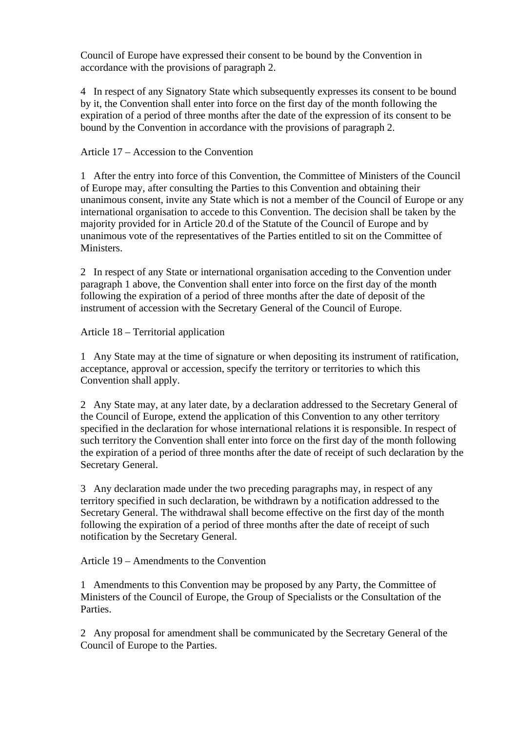Council of Europe have expressed their consent to be bound by the Convention in accordance with the provisions of paragraph 2.

4 In respect of any Signatory State which subsequently expresses its consent to be bound by it, the Convention shall enter into force on the first day of the month following the expiration of a period of three months after the date of the expression of its consent to be bound by the Convention in accordance with the provisions of paragraph 2.

Article 17 – Accession to the Convention

1 After the entry into force of this Convention, the Committee of Ministers of the Council of Europe may, after consulting the Parties to this Convention and obtaining their unanimous consent, invite any State which is not a member of the Council of Europe or any international organisation to accede to this Convention. The decision shall be taken by the majority provided for in Article 20.d of the Statute of the Council of Europe and by unanimous vote of the representatives of the Parties entitled to sit on the Committee of Ministers.

2 In respect of any State or international organisation acceding to the Convention under paragraph 1 above, the Convention shall enter into force on the first day of the month following the expiration of a period of three months after the date of deposit of the instrument of accession with the Secretary General of the Council of Europe.

Article 18 – Territorial application

1 Any State may at the time of signature or when depositing its instrument of ratification, acceptance, approval or accession, specify the territory or territories to which this Convention shall apply.

2 Any State may, at any later date, by a declaration addressed to the Secretary General of the Council of Europe, extend the application of this Convention to any other territory specified in the declaration for whose international relations it is responsible. In respect of such territory the Convention shall enter into force on the first day of the month following the expiration of a period of three months after the date of receipt of such declaration by the Secretary General.

3 Any declaration made under the two preceding paragraphs may, in respect of any territory specified in such declaration, be withdrawn by a notification addressed to the Secretary General. The withdrawal shall become effective on the first day of the month following the expiration of a period of three months after the date of receipt of such notification by the Secretary General.

Article 19 – Amendments to the Convention

1 Amendments to this Convention may be proposed by any Party, the Committee of Ministers of the Council of Europe, the Group of Specialists or the Consultation of the Parties.

2 Any proposal for amendment shall be communicated by the Secretary General of the Council of Europe to the Parties.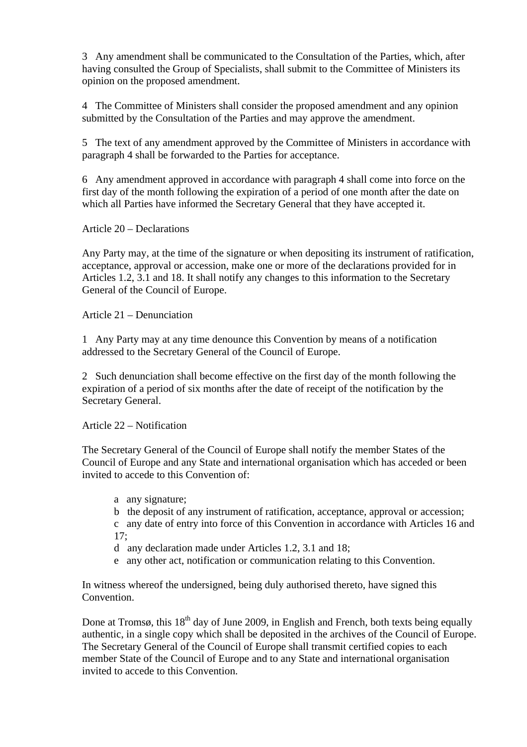3 Any amendment shall be communicated to the Consultation of the Parties, which, after having consulted the Group of Specialists, shall submit to the Committee of Ministers its opinion on the proposed amendment.

4 The Committee of Ministers shall consider the proposed amendment and any opinion submitted by the Consultation of the Parties and may approve the amendment.

5 The text of any amendment approved by the Committee of Ministers in accordance with paragraph 4 shall be forwarded to the Parties for acceptance.

6 Any amendment approved in accordance with paragraph 4 shall come into force on the first day of the month following the expiration of a period of one month after the date on which all Parties have informed the Secretary General that they have accepted it.

Article 20 – Declarations

Any Party may, at the time of the signature or when depositing its instrument of ratification, acceptance, approval or accession, make one or more of the declarations provided for in Articles 1.2, 3.1 and 18. It shall notify any changes to this information to the Secretary General of the Council of Europe.

Article 21 – Denunciation

1 Any Party may at any time denounce this Convention by means of a notification addressed to the Secretary General of the Council of Europe.

2 Such denunciation shall become effective on the first day of the month following the expiration of a period of six months after the date of receipt of the notification by the Secretary General.

Article 22 – Notification

The Secretary General of the Council of Europe shall notify the member States of the Council of Europe and any State and international organisation which has acceded or been invited to accede to this Convention of:

a any signature;
b the deposit of any instrument of ratification, acceptance, approval or accession;
c any date of entry into force of this Convention in accordance with Articles 16 and 17;
d any declaration made under Articles 1.2, 3.1 and 18;
e any other act, notification or communication relating to this Convention.

In witness whereof the undersigned, being duly authorised thereto, have signed this Convention.

Done at Tromsø, this 18th day of June 2009, in English and French, both texts being equally authentic, in a single copy which shall be deposited in the archives of the Council of Europe. The Secretary General of the Council of Europe shall transmit certified copies to each member State of the Council of Europe and to any State and international organisation invited to accede to this Convention.